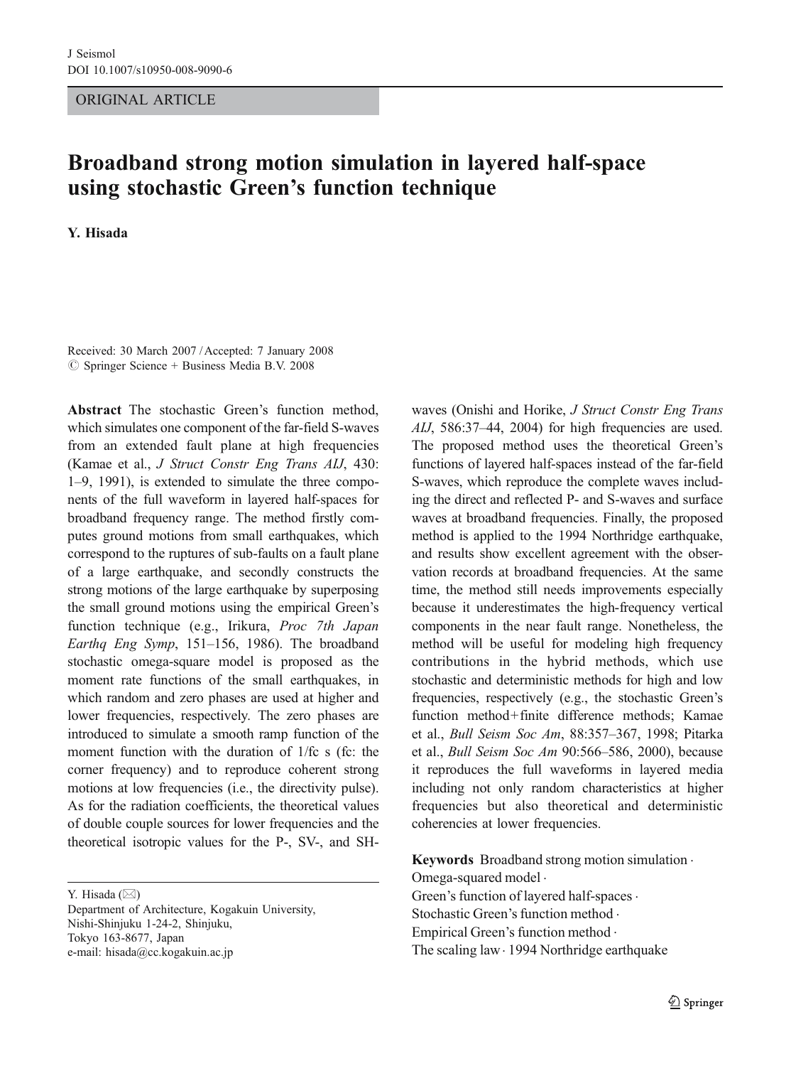ORIGINAL ARTICLE

# Broadband strong motion simulation in layered half-space using stochastic Green's function technique

**Y. Hisada**

Received: 30 March 2007 / Accepted: 7 January 2008
© Springer Science + Business Media B.V. 2008

**Abstract** The stochastic Green's function method, which simulates one component of the far-field S-waves from an extended fault plane at high frequencies (Kamae et al., *J Struct Constr Eng Trans AIJ*, 430: 1–9, 1991), is extended to simulate the three components of the full waveform in layered half-spaces for broadband frequency range. The method firstly computes ground motions from small earthquakes, which correspond to the ruptures of sub-faults on a fault plane of a large earthquake, and secondly constructs the strong motions of the large earthquake by superposing the small ground motions using the empirical Green's function technique (e.g., Irikura, *Proc 7th Japan Earthq Eng Symp*, 151–156, 1986). The broadband stochastic omega-square model is proposed as the moment rate functions of the small earthquakes, in which random and zero phases are used at higher and lower frequencies, respectively. The zero phases are introduced to simulate a smooth ramp function of the moment function with the duration of 1/fc s (fc: the corner frequency) and to reproduce coherent strong motions at low frequencies (i.e., the directivity pulse). As for the radiation coefficients, the theoretical values of double couple sources for lower frequencies and the theoretical isotropic values for the P-, SV-, and SH-waves (Onishi and Horike, *J Struct Constr Eng Trans AIJ*, 586:37–44, 2004) for high frequencies are used. The proposed method uses the theoretical Green's functions of layered half-spaces instead of the far-field S-waves, which reproduce the complete waves including the direct and reflected P- and S-waves and surface waves at broadband frequencies. Finally, the proposed method is applied to the 1994 Northridge earthquake, and results show excellent agreement with the observation records at broadband frequencies. At the same time, the method still needs improvements especially because it underestimates the high-frequency vertical components in the near fault range. Nonetheless, the method will be useful for modeling high frequency contributions in the hybrid methods, which use stochastic and deterministic methods for high and low frequencies, respectively (e.g., the stochastic Green's function method+finite difference methods; Kamae et al., *Bull Seism Soc Am*, 88:357–367, 1998; Pitarka et al., *Bull Seism Soc Am* 90:566–586, 2000), because it reproduces the full waveforms in layered media including not only random characteristics at higher frequencies but also theoretical and deterministic coherencies at lower frequencies.

**Keywords** Broadband strong motion simulation · Omega-squared model · Green's function of layered half-spaces · Stochastic Green's function method · Empirical Green's function method · The scaling law · 1994 Northridge earthquake

Y. Hisada (✉)
Department of Architecture, Kogakuin University,
Nishi-Shinjuku 1-24-2, Shinjuku,
Tokyo 163-8677, Japan
e-mail: hisada@cc.kogakuin.ac.jp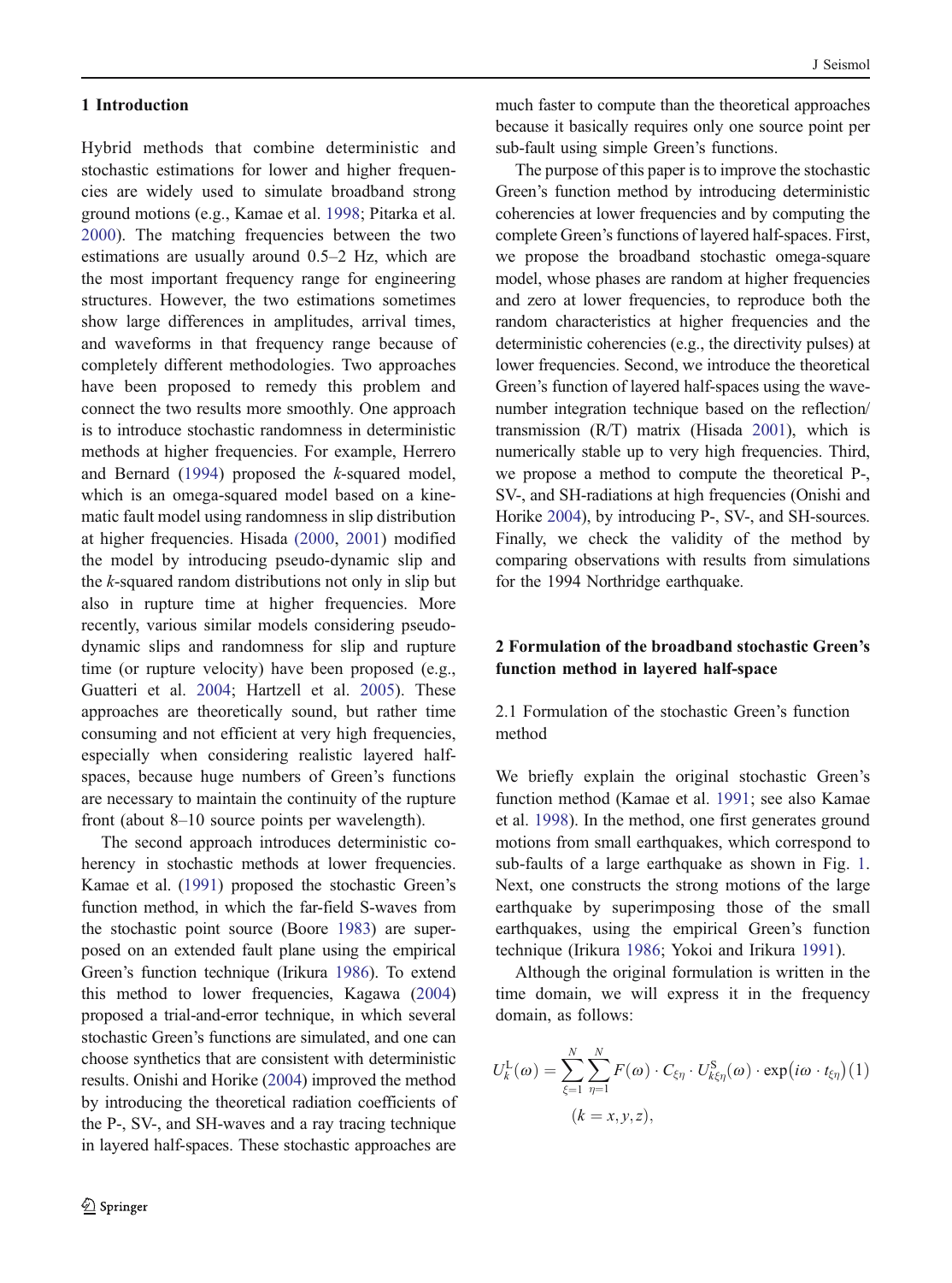## 1 Introduction

Hybrid methods that combine deterministic and stochastic estimations for lower and higher frequencies are widely used to simulate broadband strong ground motions (e.g., Kamae et al. 1998; Pitarka et al. 2000). The matching frequencies between the two estimations are usually around 0.5–2 Hz, which are the most important frequency range for engineering structures. However, the two estimations sometimes show large differences in amplitudes, arrival times, and waveforms in that frequency range because of completely different methodologies. Two approaches have been proposed to remedy this problem and connect the two results more smoothly. One approach is to introduce stochastic randomness in deterministic methods at higher frequencies. For example, Herrero and Bernard (1994) proposed the *k*-squared model, which is an omega-squared model based on a kinematic fault model using randomness in slip distribution at higher frequencies. Hisada (2000, 2001) modified the model by introducing pseudo-dynamic slip and the *k*-squared random distributions not only in slip but also in rupture time at higher frequencies. More recently, various similar models considering pseudo-dynamic slips and randomness for slip and rupture time (or rupture velocity) have been proposed (e.g., Guatteri et al. 2004; Hartzell et al. 2005). These approaches are theoretically sound, but rather time consuming and not efficient at very high frequencies, especially when considering realistic layered half-spaces, because huge numbers of Green's functions are necessary to maintain the continuity of the rupture front (about 8–10 source points per wavelength).

The second approach introduces deterministic coherency in stochastic methods at lower frequencies. Kamae et al. (1991) proposed the stochastic Green's function method, in which the far-field S-waves from the stochastic point source (Boore 1983) are superposed on an extended fault plane using the empirical Green's function technique (Irikura 1986). To extend this method to lower frequencies, Kagawa (2004) proposed a trial-and-error technique, in which several stochastic Green's functions are simulated, and one can choose synthetics that are consistent with deterministic results. Onishi and Horike (2004) improved the method by introducing the theoretical radiation coefficients of the P-, SV-, and SH-waves and a ray tracing technique in layered half-spaces. These stochastic approaches are much faster to compute than the theoretical approaches because it basically requires only one source point per sub-fault using simple Green's functions.

The purpose of this paper is to improve the stochastic Green's function method by introducing deterministic coherencies at lower frequencies and by computing the complete Green's functions of layered half-spaces. First, we propose the broadband stochastic omega-square model, whose phases are random at higher frequencies and zero at lower frequencies, to reproduce both the random characteristics at higher frequencies and the deterministic coherencies (e.g., the directivity pulses) at lower frequencies. Second, we introduce the theoretical Green's function of layered half-spaces using the wavenumber integration technique based on the reflection/transmission (R/T) matrix (Hisada 2001), which is numerically stable up to very high frequencies. Third, we propose a method to compute the theoretical P-, SV-, and SH-radiations at high frequencies (Onishi and Horike 2004), by introducing P-, SV-, and SH-sources. Finally, we check the validity of the method by comparing observations with results from simulations for the 1994 Northridge earthquake.

## 2 Formulation of the broadband stochastic Green's function method in layered half-space

### 2.1 Formulation of the stochastic Green's function method

We briefly explain the original stochastic Green's function method (Kamae et al. 1991; see also Kamae et al. 1998). In the method, one first generates ground motions from small earthquakes, which correspond to sub-faults of a large earthquake as shown in Fig. 1. Next, one constructs the strong motions of the large earthquake by superimposing those of the small earthquakes, using the empirical Green's function technique (Irikura 1986; Yokoi and Irikura 1991).

Although the original formulation is written in the time domain, we will express it in the frequency domain, as follows:

$$U_k^{\mathrm{L}}(\omega) = \sum_{\xi=1}^{N}\sum_{\eta=1}^{N} F(\omega)\cdot C_{\xi\eta}\cdot U_{k\xi\eta}^{\mathrm{S}}(\omega)\cdot \exp\left(i\omega\cdot t_{\xi\eta}\right) \quad (1)$$

$$(k = x, y, z),$$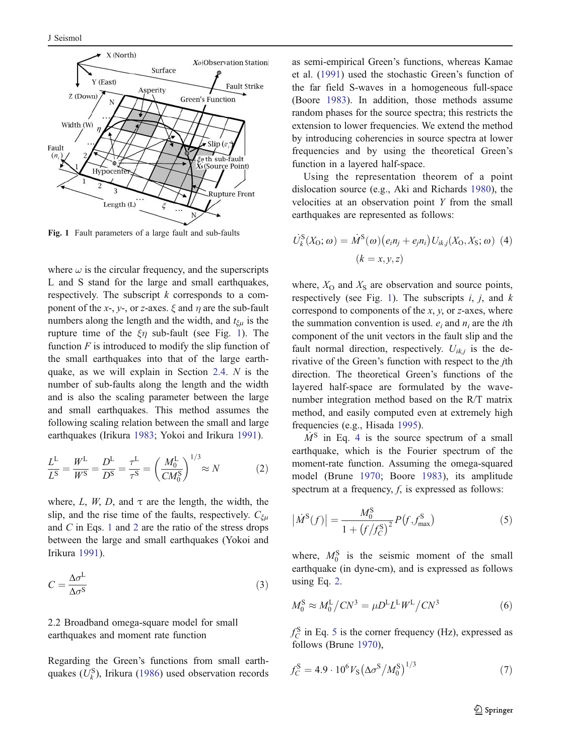Fig. 1 Fault parameters of a large fault and sub-faults

where $\omega$ is the circular frequency, and the superscripts L and S stand for the large and small earthquakes, respectively. The subscript $k$ corresponds to a component of the $x$-, $y$-, or $z$-axes. $\xi$ and $\eta$ are the sub-fault numbers along the length and the width, and $t_{\xi\mu}$ is the rupture time of the $\xi\eta$ sub-fault (see Fig. 1). The function $F$ is introduced to modify the slip function of the small earthquakes into that of the large earthquake, as we will explain in Section 2.4. $N$ is the number of sub-faults along the length and the width and is also the scaling parameter between the large and small earthquakes. This method assumes the following scaling relation between the small and large earthquakes (Irikura 1983; Yokoi and Irikura 1991).

$$\frac{L^{\mathrm{L}}}{L^{\mathrm{S}}} = \frac{W^{\mathrm{L}}}{W^{\mathrm{S}}} = \frac{D^{\mathrm{L}}}{D^{\mathrm{S}}} = \frac{\tau^{\mathrm{L}}}{\tau^{\mathrm{S}}} = \left(\frac{M_0^{\mathrm{L}}}{CM_0^{\mathrm{S}}}\right)^{1/3} \approx N \tag{2}$$

where, $L$, $W$, $D$, and $\tau$ are the length, the width, the slip, and the rise time of the faults, respectively. $C_{\xi\mu}$ and $C$ in Eqs. 1 and 2 are the ratio of the stress drops between the large and small earthquakes (Yokoi and Irikura 1991).

$$C = \frac{\Delta\sigma^{\mathrm{L}}}{\Delta\sigma^{\mathrm{S}}} \tag{3}$$

### 2.2 Broadband omega-square model for small earthquakes and moment rate function

Regarding the Green's functions from small earthquakes ($U_k^{\mathrm{S}}$), Irikura (1986) used observation records as semi-empirical Green's functions, whereas Kamae et al. (1991) used the stochastic Green's function of the far field S-waves in a homogeneous full-space (Boore 1983). In addition, those methods assume random phases for the source spectra; this restricts the extension to lower frequencies. We extend the method by introducing coherencies in source spectra at lower frequencies and by using the theoretical Green's function in a layered half-space.

Using the representation theorem of a point dislocation source (e.g., Aki and Richards 1980), the velocities at an observation point $Y$ from the small earthquakes are represented as follows:

$$\dot{U}_k^{\mathrm{S}}(X_{\mathrm{O}};\omega) = \dot{M}^{\mathrm{S}}(\omega)\left(e_i n_j + e_j n_i\right)U_{ik,j}(X_{\mathrm{O}}, X_{\mathrm{S}};\omega) \quad (k = x, y, z) \tag{4}$$

where, $X_{\mathrm{O}}$ and $X_{\mathrm{S}}$ are observation and source points, respectively (see Fig. 1). The subscripts $i$, $j$, and $k$ correspond to components of the $x$, $y$, or $z$-axes, where the summation convention is used. $e_i$ and $n_i$ are the $i$th component of the unit vectors in the fault slip and the fault normal direction, respectively. $U_{ik,j}$ is the derivative of the Green's function with respect to the $j$th direction. The theoretical Green's functions of the layered half-space are formulated by the wave-number integration method based on the R/T matrix method, and easily computed even at extremely high frequencies (e.g., Hisada 1995).

$\dot{M}^{\mathrm{S}}$ in Eq. 4 is the source spectrum of a small earthquake, which is the Fourier spectrum of the moment-rate function. Assuming the omega-squared model (Brune 1970; Boore 1983), its amplitude spectrum at a frequency, $f$, is expressed as follows:

$$\left|\dot{M}^{\mathrm{S}}(f)\right| = \frac{M_0^{\mathrm{S}}}{1 + \left(f/f_C^{\mathrm{S}}\right)^2} P\left(f, f_{\max}^{\mathrm{S}}\right) \tag{5}$$

where, $M_0^{\mathrm{S}}$ is the seismic moment of the small earthquake (in dyne-cm), and is expressed as follows using Eq. 2.

$$M_0^{\mathrm{S}} \approx M_0^{\mathrm{L}}/CN^3 = \mu D^{\mathrm{L}} L^{\mathrm{L}} W^{\mathrm{L}}/CN^3 \tag{6}$$

$f_C^{\mathrm{S}}$ in Eq. 5 is the corner frequency (Hz), expressed as follows (Brune 1970),

$$f_C^{\mathrm{S}} = 4.9 \cdot 10^6 V_{\mathrm{S}}\left(\Delta\sigma^{\mathrm{S}}/M_0^{\mathrm{S}}\right)^{1/3} \tag{7}$$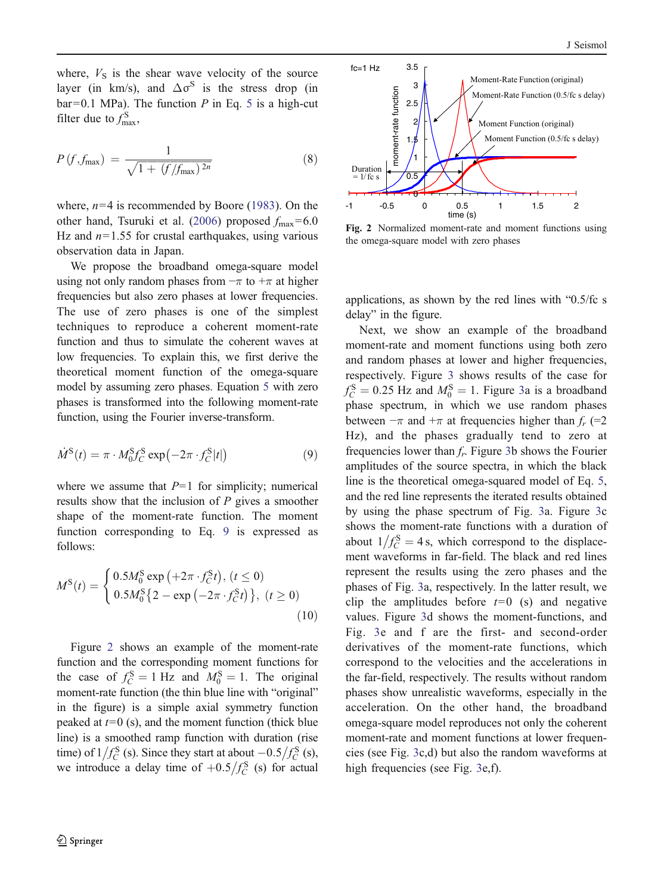where, $V_S$ is the shear wave velocity of the source layer (in km/s), and $\Delta\sigma^S$ is the stress drop (in bar=0.1 MPa). The function $P$ in Eq. 5 is a high-cut filter due to $f^S_{\max}$,

$$P(f, f_{\max}) = \frac{1}{\sqrt{1 + (f/f_{\max})^{2n}}} \tag{8}$$

where, $n$=4 is recommended by Boore (1983). On the other hand, Tsuruki et al. (2006) proposed $f_{\max}$=6.0 Hz and $n$=1.55 for crustal earthquakes, using various observation data in Japan.

We propose the broadband omega-square model using not only random phases from $-\pi$ to $+\pi$ at higher frequencies but also zero phases at lower frequencies. The use of zero phases is one of the simplest techniques to reproduce a coherent moment-rate function and thus to simulate the coherent waves at low frequencies. To explain this, we first derive the theoretical moment function of the omega-square model by assuming zero phases. Equation 5 with zero phases is transformed into the following moment-rate function, using the Fourier inverse-transform.

$$\dot{M}^S(t) = \pi \cdot M^S_0 f^S_C \exp\left(-2\pi \cdot f^S_C|t|\right) \tag{9}$$

where we assume that $P$=1 for simplicity; numerical results show that the inclusion of $P$ gives a smoother shape of the moment-rate function. The moment function corresponding to Eq. 9 is expressed as follows:

$$M^S(t) = \begin{cases} 0.5M^S_0 \exp\left(+2\pi \cdot f^S_C t\right), \ (t \leq 0) \\ 0.5M^S_0\left\{2 - \exp\left(-2\pi \cdot f^S_C t\right)\right\}, \ (t \geq 0) \end{cases} \tag{10}$$

Figure 2 shows an example of the moment-rate function and the corresponding moment functions for the case of $f^S_C = 1$ Hz and $M^S_0 = 1$. The original moment-rate function (the thin blue line with "original" in the figure) is a simple axial symmetry function peaked at $t$=0 (s), and the moment function (thick blue line) is a smoothed ramp function with duration (rise time) of $1/f^S_C$ (s). Since they start at about $-0.5/f^S_C$ (s), we introduce a delay time of $+0.5/f^S_C$ (s) for actual applications, as shown by the red lines with "0.5/fc s delay" in the figure.

**Fig. 2** Normalized moment-rate and moment functions using the omega-square model with zero phases

Next, we show an example of the broadband moment-rate and moment functions using both zero and random phases at lower and higher frequencies, respectively. Figure 3 shows results of the case for $f^S_C = 0.25$ Hz and $M^S_0 = 1$. Figure 3a is a broadband phase spectrum, in which we use random phases between $-\pi$ and $+\pi$ at frequencies higher than $f_r$ (=2 Hz), and the phases gradually tend to zero at frequencies lower than $f_r$. Figure 3b shows the Fourier amplitudes of the source spectra, in which the black line is the theoretical omega-squared model of Eq. 5, and the red line represents the iterated results obtained by using the phase spectrum of Fig. 3a. Figure 3c shows the moment-rate functions with a duration of about $1/f^S_C = 4$ s, which correspond to the displacement waveforms in far-field. The black and red lines represent the results using the zero phases and the phases of Fig. 3a, respectively. In the latter result, we clip the amplitudes before $t$=0 (s) and negative values. Figure 3d shows the moment-functions, and Fig. 3e and f are the first- and second-order derivatives of the moment-rate functions, which correspond to the velocities and the accelerations in the far-field, respectively. The results without random phases show unrealistic waveforms, especially in the acceleration. On the other hand, the broadband omega-square model reproduces not only the coherent moment-rate and moment functions at lower frequencies (see Fig. 3c,d) but also the random waveforms at high frequencies (see Fig. 3e,f).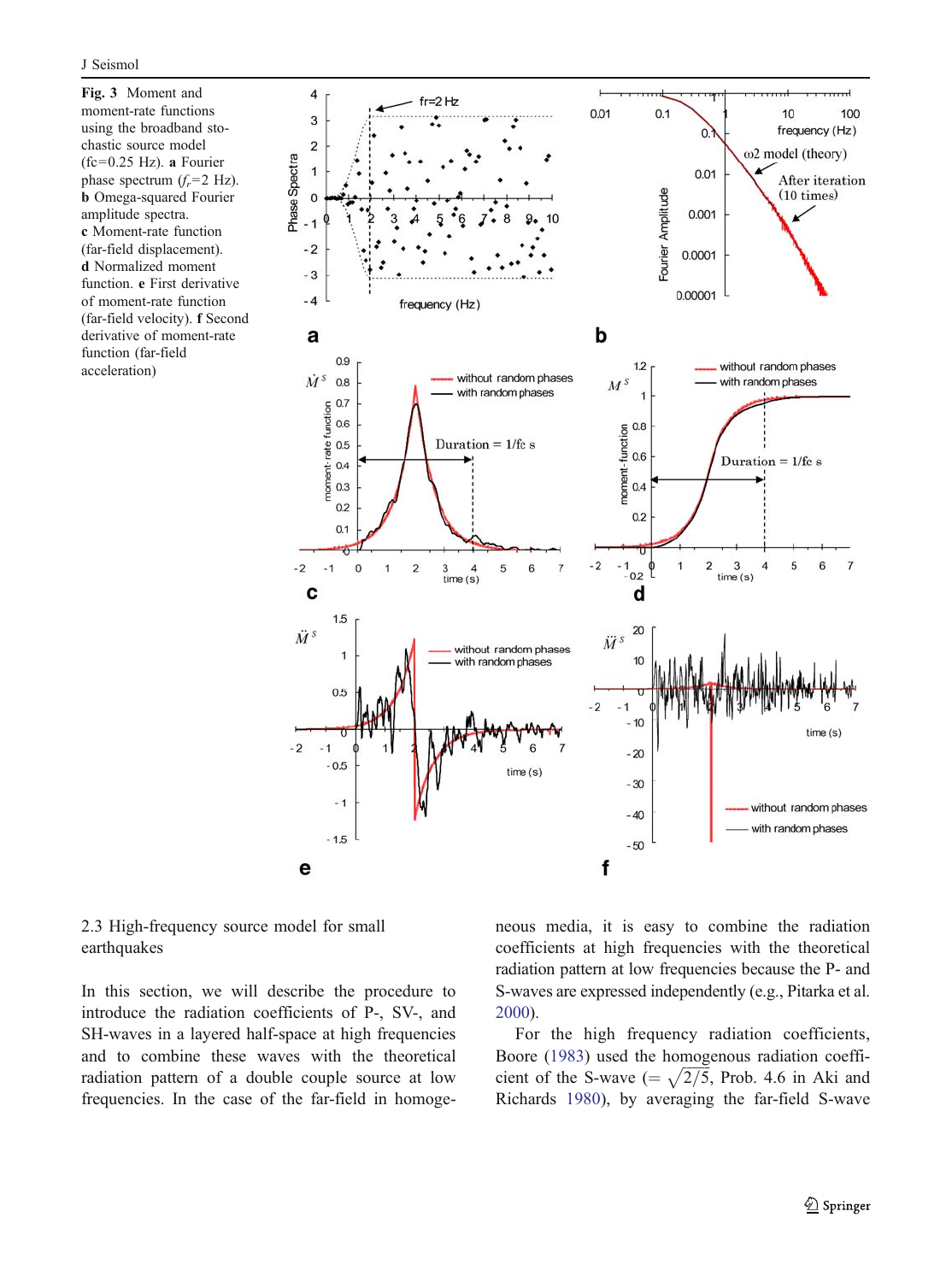**Fig. 3** Moment and moment-rate functions using the broadband stochastic source model ($f_c$=0.25 Hz). **a** Fourier phase spectrum ($f_r$=2 Hz). **b** Omega-squared Fourier amplitude spectra. **c** Moment-rate function (far-field displacement). **d** Normalized moment function. **e** First derivative of moment-rate function (far-field velocity). **f** Second derivative of moment-rate function (far-field acceleration)

### 2.3 High-frequency source model for small earthquakes

In this section, we will describe the procedure to introduce the radiation coefficients of P-, SV-, and SH-waves in a layered half-space at high frequencies and to combine these waves with the theoretical radiation pattern of a double couple source at low frequencies. In the case of the far-field in homogeneous media, it is easy to combine the radiation coefficients at high frequencies with the theoretical radiation pattern at low frequencies because the P- and S-waves are expressed independently (e.g., Pitarka et al. 2000).

For the high frequency radiation coefficients, Boore (1983) used the homogenous radiation coefficient of the S-wave ($=\sqrt{2/5}$, Prob. 4.6 in Aki and Richards 1980), by averaging the far-field S-wave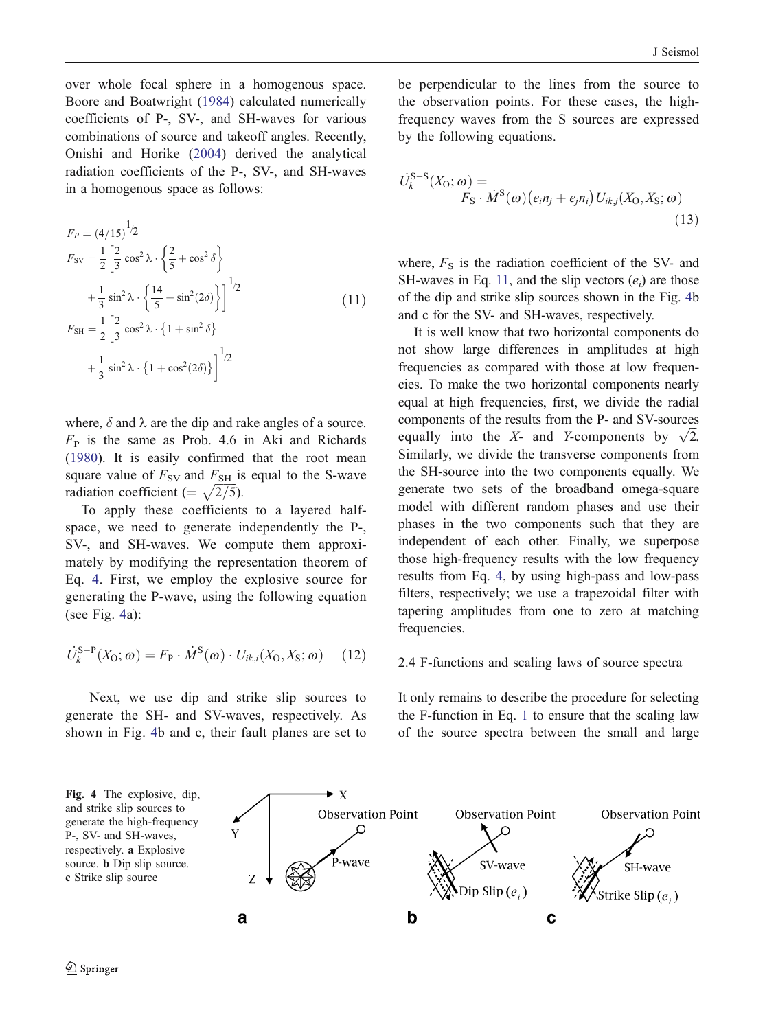over whole focal sphere in a homogenous space. Boore and Boatwright (1984) calculated numerically coefficients of P-, SV-, and SH-waves for various combinations of source and takeoff angles. Recently, Onishi and Horike (2004) derived the analytical radiation coefficients of the P-, SV-, and SH-waves in a homogenous space as follows:

$$
\begin{aligned}
F_P &= (4/15)^{1/2} \\
F_{\mathrm{SV}} &= \frac{1}{2}\left[\frac{2}{3}\cos^2\lambda\cdot\left\{\frac{2}{5}+\cos^2\delta\right\} + \frac{1}{3}\sin^2\lambda\cdot\left\{\frac{14}{5}+\sin^2(2\delta)\right\}\right]^{1/2} \\
F_{\mathrm{SH}} &= \frac{1}{2}\left[\frac{2}{3}\cos^2\lambda\cdot\left\{1+\sin^2\delta\right\} + \frac{1}{3}\sin^2\lambda\cdot\left\{1+\cos^2(2\delta)\right\}\right]^{1/2}
\end{aligned}
\tag{11}
$$

where, $\delta$ and $\lambda$ are the dip and rake angles of a source. $F_{\mathrm{P}}$ is the same as Prob. 4.6 in Aki and Richards (1980). It is easily confirmed that the root mean square value of $F_{\mathrm{SV}}$ and $F_{\mathrm{SH}}$ is equal to the S-wave radiation coefficient ($=\sqrt{2/5}$).

To apply these coefficients to a layered half-space, we need to generate independently the P-, SV-, and SH-waves. We compute them approximately by modifying the representation theorem of Eq. 4. First, we employ the explosive source for generating the P-wave, using the following equation (see Fig. 4a):

$$
\dot{U}_k^{\mathrm{S-P}}(X_{\mathrm{O}};\omega) = F_{\mathrm{P}}\cdot \dot{M}^{\mathrm{S}}(\omega)\cdot U_{ik,i}(X_{\mathrm{O}},X_{\mathrm{S}};\omega) \tag{12}
$$

Next, we use dip and strike slip sources to generate the SH- and SV-waves, respectively. As shown in Fig. 4b and c, their fault planes are set to be perpendicular to the lines from the source to the observation points. For these cases, the high-frequency waves from the S sources are expressed by the following equations.

$$
\dot{U}_k^{\mathrm{S-S}}(X_{\mathrm{O}};\omega) = F_{\mathrm{S}}\cdot \dot{M}^{\mathrm{S}}(\omega)\left(e_i n_j + e_j n_i\right)U_{ik,j}(X_{\mathrm{O}},X_{\mathrm{S}};\omega) \tag{13}
$$

where, $F_{\mathrm{S}}$ is the radiation coefficient of the SV- and SH-waves in Eq. 11, and the slip vectors ($e_i$) are those of the dip and strike slip sources shown in the Fig. 4b and c for the SV- and SH-waves, respectively.

It is well know that two horizontal components do not show large differences in amplitudes at high frequencies as compared with those at low frequencies. To make the two horizontal components nearly equal at high frequencies, first, we divide the radial components of the results from the P- and SV-sources equally into the $X$- and $Y$-components by $\sqrt{2}$. Similarly, we divide the transverse components from the SH-source into the two components equally. We generate two sets of the broadband omega-square model with different random phases and use their phases in the two components such that they are independent of each other. Finally, we superpose those high-frequency results with the low frequency results from Eq. 4, by using high-pass and low-pass filters, respectively; we use a trapezoidal filter with tapering amplitudes from one to zero at matching frequencies.

**Fig. 4** The explosive, dip, and strike slip sources to generate the high-frequency P-, SV- and SH-waves, respectively. **a** Explosive source. **b** Dip slip source. **c** Strike slip source

### 2.4 F-functions and scaling laws of source spectra

It only remains to describe the procedure for selecting the F-function in Eq. 1 to ensure that the scaling law of the source spectra between the small and large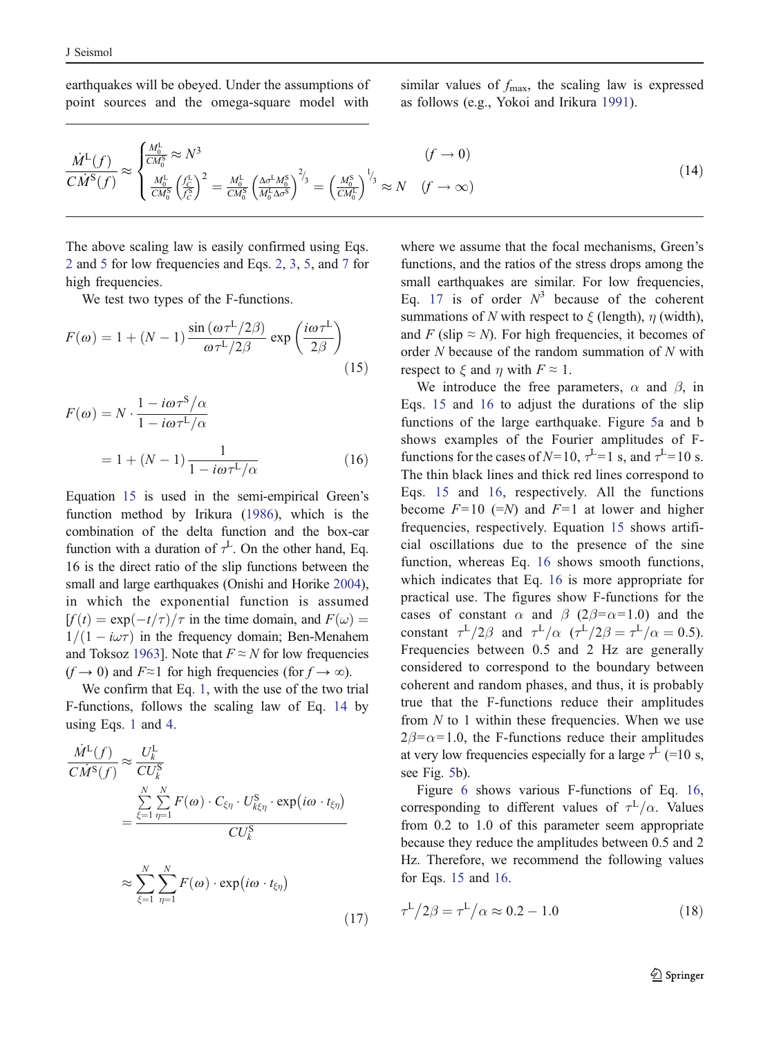earthquakes will be obeyed. Under the assumptions of point sources and the omega-square model with similar values of $f_{\max}$, the scaling law is expressed as follows (e.g., Yokoi and Irikura 1991).

$$\frac{\dot{M}^{\mathrm{L}}(f)}{C\dot{M}^{\mathrm{S}}(f)} \approx \begin{cases} \frac{M_0^{\mathrm{L}}}{CM_0^{\mathrm{S}}} \approx N^3 & (f \to 0) \\ \frac{M_0^{\mathrm{L}}}{CM_0^{\mathrm{S}}} \left(\frac{f_C^{\mathrm{L}}}{f_C^{\mathrm{S}}}\right)^2 = \frac{M_0^{\mathrm{L}}}{CM_0^{\mathrm{S}}} \left(\frac{\Delta\sigma^{\mathrm{L}} M_0^{\mathrm{S}}}{M_0^{\mathrm{L}} \Delta\sigma^{\mathrm{S}}}\right)^{2/3} = \left(\frac{M_0^{\mathrm{S}}}{CM_0^{\mathrm{L}}}\right)^{1/3} \approx N & (f \to \infty) \end{cases} \tag{14}$$

The above scaling law is easily confirmed using Eqs. 2 and 5 for low frequencies and Eqs. 2, 3, 5, and 7 for high frequencies.

We test two types of the F-functions.

$$F(\omega) = 1 + (N-1)\frac{\sin\left(\omega\tau^{\mathrm{L}}/2\beta\right)}{\omega\tau^{\mathrm{L}}/2\beta} \exp\left(\frac{i\omega\tau^{\mathrm{L}}}{2\beta}\right) \tag{15}$$

$$\begin{aligned} F(\omega) &= N \cdot \frac{1 - i\omega\tau^{\mathrm{S}}/\alpha}{1 - i\omega\tau^{\mathrm{L}}/\alpha} \\ &= 1 + (N-1)\frac{1}{1 - i\omega\tau^{\mathrm{L}}/\alpha} \end{aligned} \tag{16}$$

Equation 15 is used in the semi-empirical Green's function method by Irikura (1986), which is the combination of the delta function and the box-car function with a duration of $\tau^{\mathrm{L}}$. On the other hand, Eq. 16 is the direct ratio of the slip functions between the small and large earthquakes (Onishi and Horike 2004), in which the exponential function is assumed [$f(t) = \exp(-t/\tau)/\tau$ in the time domain, and $F(\omega) = 1/(1 - i\omega\tau)$ in the frequency domain; Ben-Menahem and Toksoz 1963]. Note that $F \approx N$ for low frequencies ($f \to 0$) and $F \approx 1$ for high frequencies (for $f \to \infty$).

We confirm that Eq. 1, with the use of the two trial F-functions, follows the scaling law of Eq. 14 by using Eqs. 1 and 4.

$$\begin{aligned} \frac{\dot{M}^{\mathrm{L}}(f)}{C\dot{M}^{\mathrm{S}}(f)} &\approx \frac{U_k^{\mathrm{L}}}{CU_k^{\mathrm{S}}} \\ &= \frac{\sum_{\xi=1}^{N}\sum_{\eta=1}^{N} F(\omega) \cdot C_{\xi\eta} \cdot U_{k\xi\eta}^{\mathrm{S}} \cdot \exp\left(i\omega \cdot t_{\xi\eta}\right)}{CU_k^{\mathrm{S}}} \\ &\approx \sum_{\xi=1}^{N}\sum_{\eta=1}^{N} F(\omega) \cdot \exp\left(i\omega \cdot t_{\xi\eta}\right) \end{aligned} \tag{17}$$

where we assume that the focal mechanisms, Green's functions, and the ratios of the stress drops among the small earthquakes are similar. For low frequencies, Eq. 17 is of order $N^3$ because of the coherent summations of $N$ with respect to $\xi$ (length), $\eta$ (width), and $F$ (slip $\approx N$). For high frequencies, it becomes of order $N$ because of the random summation of $N$ with respect to $\xi$ and $\eta$ with $F \approx 1$.

We introduce the free parameters, $\alpha$ and $\beta$, in Eqs. 15 and 16 to adjust the durations of the slip functions of the large earthquake. Figure 5a and b shows examples of the Fourier amplitudes of F-functions for the cases of $N$=10, $\tau^{\mathrm{L}}$=1 s, and $\tau^{\mathrm{L}}$=10 s. The thin black lines and thick red lines correspond to Eqs. 15 and 16, respectively. All the functions become $F$=10 (=$N$) and $F$=1 at lower and higher frequencies, respectively. Equation 15 shows artificial oscillations due to the presence of the sine function, whereas Eq. 16 shows smooth functions, which indicates that Eq. 16 is more appropriate for practical use. The figures show F-functions for the cases of constant $\alpha$ and $\beta$ ($2\beta$=$\alpha$=1.0) and the constant $\tau^{\mathrm{L}}/2\beta$ and $\tau^{\mathrm{L}}/\alpha$ ($\tau^{\mathrm{L}}/2\beta = \tau^{\mathrm{L}}/\alpha = 0.5$). Frequencies between 0.5 and 2 Hz are generally considered to correspond to the boundary between coherent and random phases, and thus, it is probably true that the F-functions reduce their amplitudes from $N$ to 1 within these frequencies. When we use $2\beta$=$\alpha$=1.0, the F-functions reduce their amplitudes at very low frequencies especially for a large $\tau^{\mathrm{L}}$ (=10 s, see Fig. 5b).

Figure 6 shows various F-functions of Eq. 16, corresponding to different values of $\tau^{\mathrm{L}}/\alpha$. Values from 0.2 to 1.0 of this parameter seem appropriate because they reduce the amplitudes between 0.5 and 2 Hz. Therefore, we recommend the following values for Eqs. 15 and 16.

$$\tau^{\mathrm{L}}/2\beta = \tau^{\mathrm{L}}/\alpha \approx 0.2 - 1.0 \tag{18}$$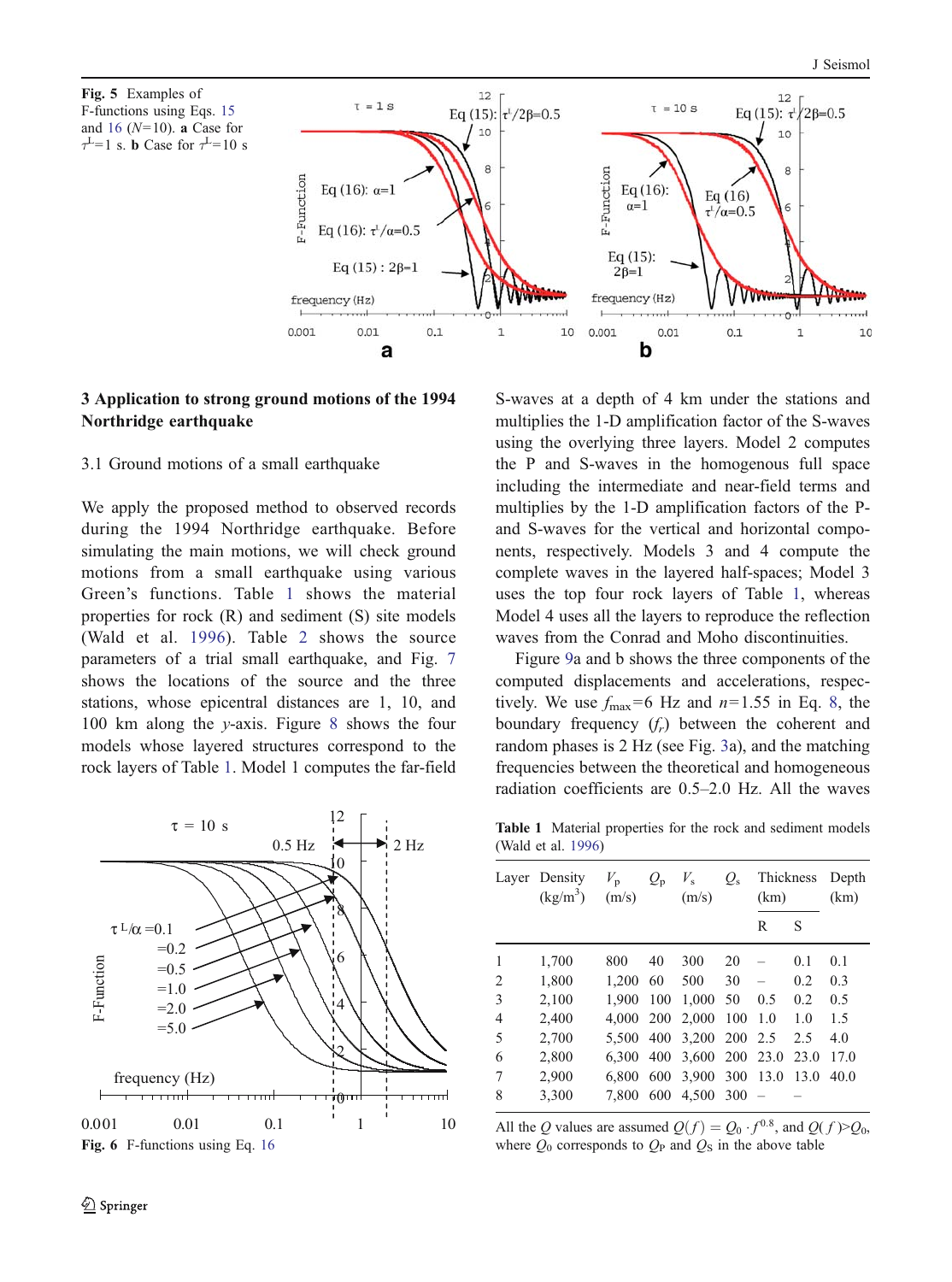**Fig. 5** Examples of F-functions using Eqs. 15 and 16 ($N$=10). **a** Case for $\tau^L$=1 s. **b** Case for $\tau^L$=10 s

**Fig. 6** F-functions using Eq. 16

## 3 Application to strong ground motions of the 1994 Northridge earthquake

### 3.1 Ground motions of a small earthquake

We apply the proposed method to observed records during the 1994 Northridge earthquake. Before simulating the main motions, we will check ground motions from a small earthquake using various Green's functions. Table 1 shows the material properties for rock (R) and sediment (S) site models (Wald et al. 1996). Table 2 shows the source parameters of a trial small earthquake, and Fig. 7 shows the locations of the source and the three stations, whose epicentral distances are 1, 10, and 100 km along the $y$-axis. Figure 8 shows the four models whose layered structures correspond to the rock layers of Table 1. Model 1 computes the far-field S-waves at a depth of 4 km under the stations and multiplies the 1-D amplification factor of the S-waves using the overlying three layers. Model 2 computes the P and S-waves in the homogenous full space including the intermediate and near-field terms and multiplies by the 1-D amplification factors of the P- and S-waves for the vertical and horizontal components, respectively. Models 3 and 4 compute the complete waves in the layered half-spaces; Model 3 uses the top four rock layers of Table 1, whereas Model 4 uses all the layers to reproduce the reflection waves from the Conrad and Moho discontinuities.

Figure 9a and b shows the three components of the computed displacements and accelerations, respectively. We use $f_{\max}$=6 Hz and $n$=1.55 in Eq. 8, the boundary frequency ($f_r$) between the coherent and random phases is 2 Hz (see Fig. 3a), and the matching frequencies between the theoretical and homogeneous radiation coefficients are 0.5–2.0 Hz. All the waves

**Table 1** Material properties for the rock and sediment models (Wald et al. 1996)

| Layer | Density (kg/m$^3$) | $V_p$ (m/s) | $Q_p$ | $V_s$ (m/s) | $Q_s$ | Thickness (km) R | Thickness (km) S | Depth (km) |
|---|---|---|---|---|---|---|---|---|
| 1 | 1,700 | 800 | 40 | 300 | 20 | – | 0.1 | 0.1 |
| 2 | 1,800 | 1,200 | 60 | 500 | 30 | – | 0.2 | 0.3 |
| 3 | 2,100 | 1,900 | 100 | 1,000 | 50 | 0.5 | 0.2 | 0.5 |
| 4 | 2,400 | 4,000 | 200 | 2,000 | 100 | 1.0 | 1.0 | 1.5 |
| 5 | 2,700 | 5,500 | 400 | 3,200 | 200 | 2.5 | 2.5 | 4.0 |
| 6 | 2,800 | 6,300 | 400 | 3,600 | 200 | 23.0 | 23.0 | 17.0 |
| 7 | 2,900 | 6,800 | 600 | 3,900 | 300 | 13.0 | 13.0 | 40.0 |
| 8 | 3,300 | 7,800 | 600 | 4,500 | 300 | – | – | |

All the $Q$ values are assumed $Q(f) = Q_0 \cdot f^{0.8}$, and $Q(f)>Q_0$, where $Q_0$ corresponds to $Q_P$ and $Q_S$ in the above table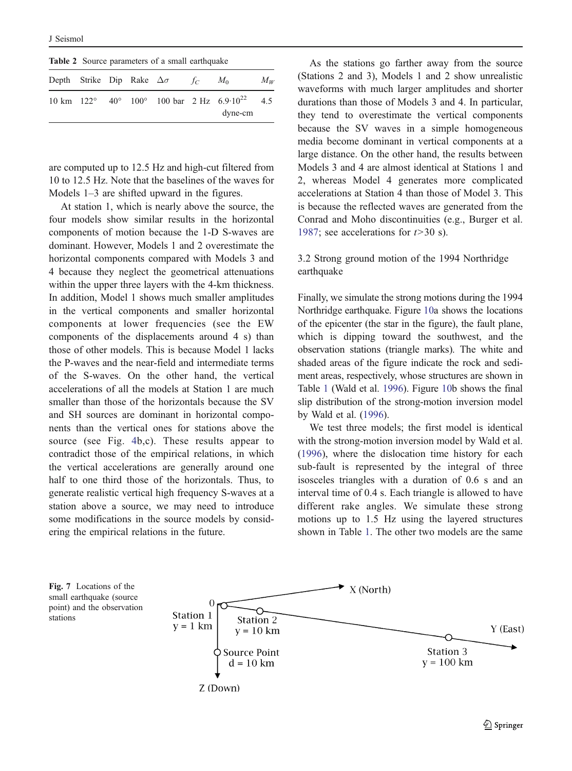**Table 2** Source parameters of a small earthquake

| Depth | Strike | Dip | Rake | $\Delta\sigma$ | $f_C$ | $M_0$ | $M_W$ |
|---|---|---|---|---|---|---|---|
| 10 km | 122° | 40° | 100° | 100 bar | 2 Hz | $6.9{\cdot}10^{22}$ dyne-cm | 4.5 |

are computed up to 12.5 Hz and high-cut filtered from 10 to 12.5 Hz. Note that the baselines of the waves for Models 1–3 are shifted upward in the figures.

At station 1, which is nearly above the source, the four models show similar results in the horizontal components of motion because the 1-D S-waves are dominant. However, Models 1 and 2 overestimate the horizontal components compared with Models 3 and 4 because they neglect the geometrical attenuations within the upper three layers with the 4-km thickness. In addition, Model 1 shows much smaller amplitudes in the vertical components and smaller horizontal components at lower frequencies (see the EW components of the displacements around 4 s) than those of other models. This is because Model 1 lacks the P-waves and the near-field and intermediate terms of the S-waves. On the other hand, the vertical accelerations of all the models at Station 1 are much smaller than those of the horizontals because the SV and SH sources are dominant in horizontal components than the vertical ones for stations above the source (see Fig. 4b,c). These results appear to contradict those of the empirical relations, in which the vertical accelerations are generally around one half to one third those of the horizontals. Thus, to generate realistic vertical high frequency S-waves at a station above a source, we may need to introduce some modifications in the source models by considering the empirical relations in the future.

As the stations go farther away from the source (Stations 2 and 3), Models 1 and 2 show unrealistic waveforms with much larger amplitudes and shorter durations than those of Models 3 and 4. In particular, they tend to overestimate the vertical components because the SV waves in a simple homogeneous media become dominant in vertical components at a large distance. On the other hand, the results between Models 3 and 4 are almost identical at Stations 1 and 2, whereas Model 4 generates more complicated accelerations at Station 4 than those of Model 3. This is because the reflected waves are generated from the Conrad and Moho discontinuities (e.g., Burger et al. 1987; see accelerations for $t$>30 s).

### 3.2 Strong ground motion of the 1994 Northridge earthquake

Finally, we simulate the strong motions during the 1994 Northridge earthquake. Figure 10a shows the locations of the epicenter (the star in the figure), the fault plane, which is dipping toward the southwest, and the observation stations (triangle marks). The white and shaded areas of the figure indicate the rock and sediment areas, respectively, whose structures are shown in Table 1 (Wald et al. 1996). Figure 10b shows the final slip distribution of the strong-motion inversion model by Wald et al. (1996).

We test three models; the first model is identical with the strong-motion inversion model by Wald et al. (1996), where the dislocation time history for each sub-fault is represented by the integral of three isosceles triangles with a duration of 0.6 s and an interval time of 0.4 s. Each triangle is allowed to have different rake angles. We simulate these strong motions up to 1.5 Hz using the layered structures shown in Table 1. The other two models are the same

**Fig. 7** Locations of the small earthquake (source point) and the observation stations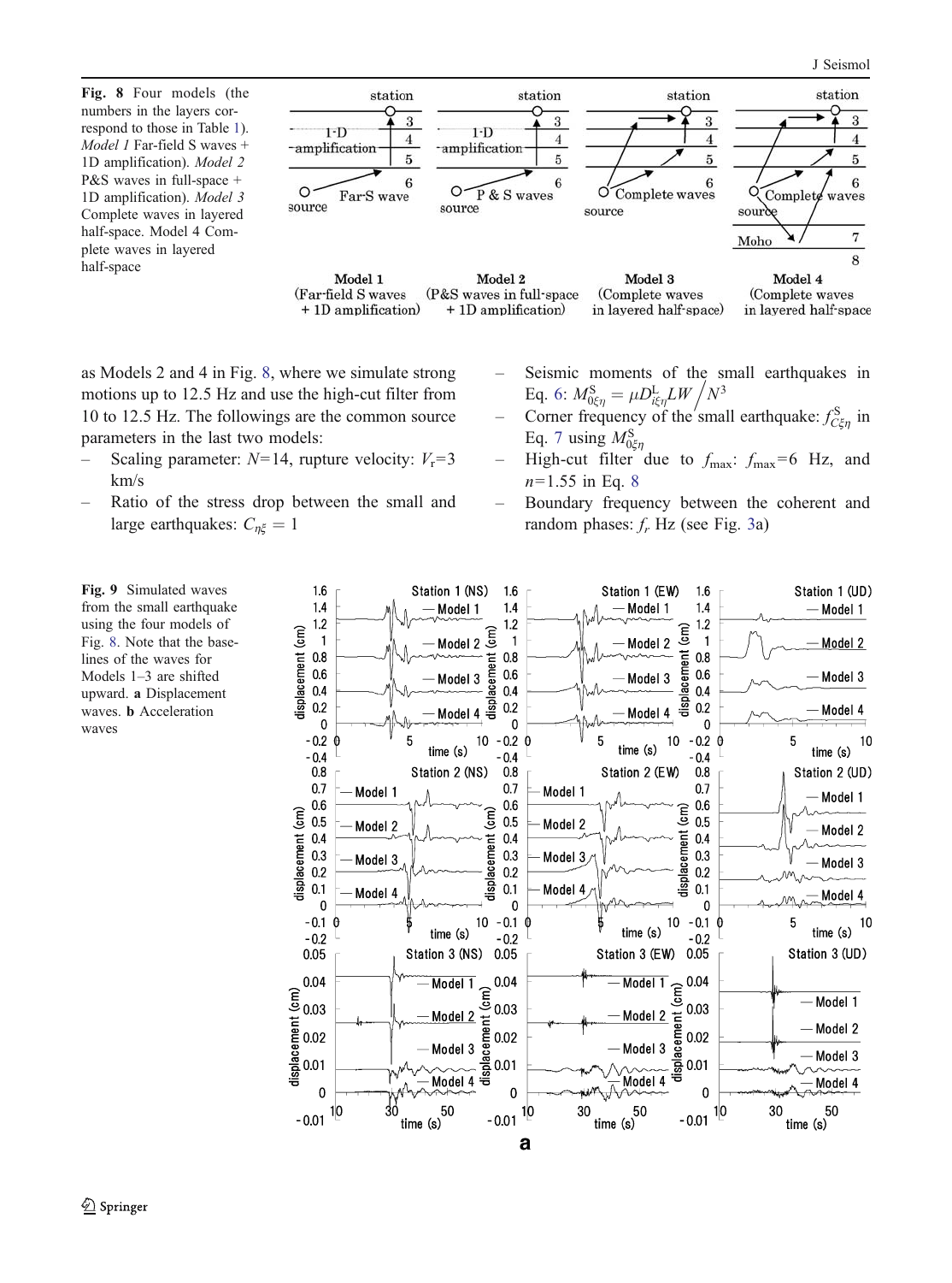Fig. 8 Four models (the numbers in the layers correspond to those in Table 1). *Model 1* Far-field S waves + 1D amplification). *Model 2* P&S waves in full-space + 1D amplification). *Model 3* Complete waves in layered half-space. Model 4 Complete waves in layered half-space

as Models 2 and 4 in Fig. 8, where we simulate strong motions up to 12.5 Hz and use the high-cut filter from 10 to 12.5 Hz. The followings are the common source parameters in the last two models:

- Scaling parameter: $N$=14, rupture velocity: $V_r$=3 km/s
- Ratio of the stress drop between the small and large earthquakes: $C_{\eta\xi} = 1$
- Seismic moments of the small earthquakes in Eq. 6: $M^{S}_{0\xi\eta} = \mu D^{L}_{i\xi\eta} LW \big/ N^3$
- Corner frequency of the small earthquake: $f^{S}_{C\xi\eta}$ in Eq. 7 using $M^{S}_{0\xi\eta}$
- High-cut filter due to $f_{max}$: $f_{max}$=6 Hz, and $n$=1.55 in Eq. 8
- Boundary frequency between the coherent and random phases: $f_r$ Hz (see Fig. 3a)

Fig. 9 Simulated waves from the small earthquake using the four models of Fig. 8. Note that the baselines of the waves for Models 1–3 are shifted upward. **a** Displacement waves. **b** Acceleration waves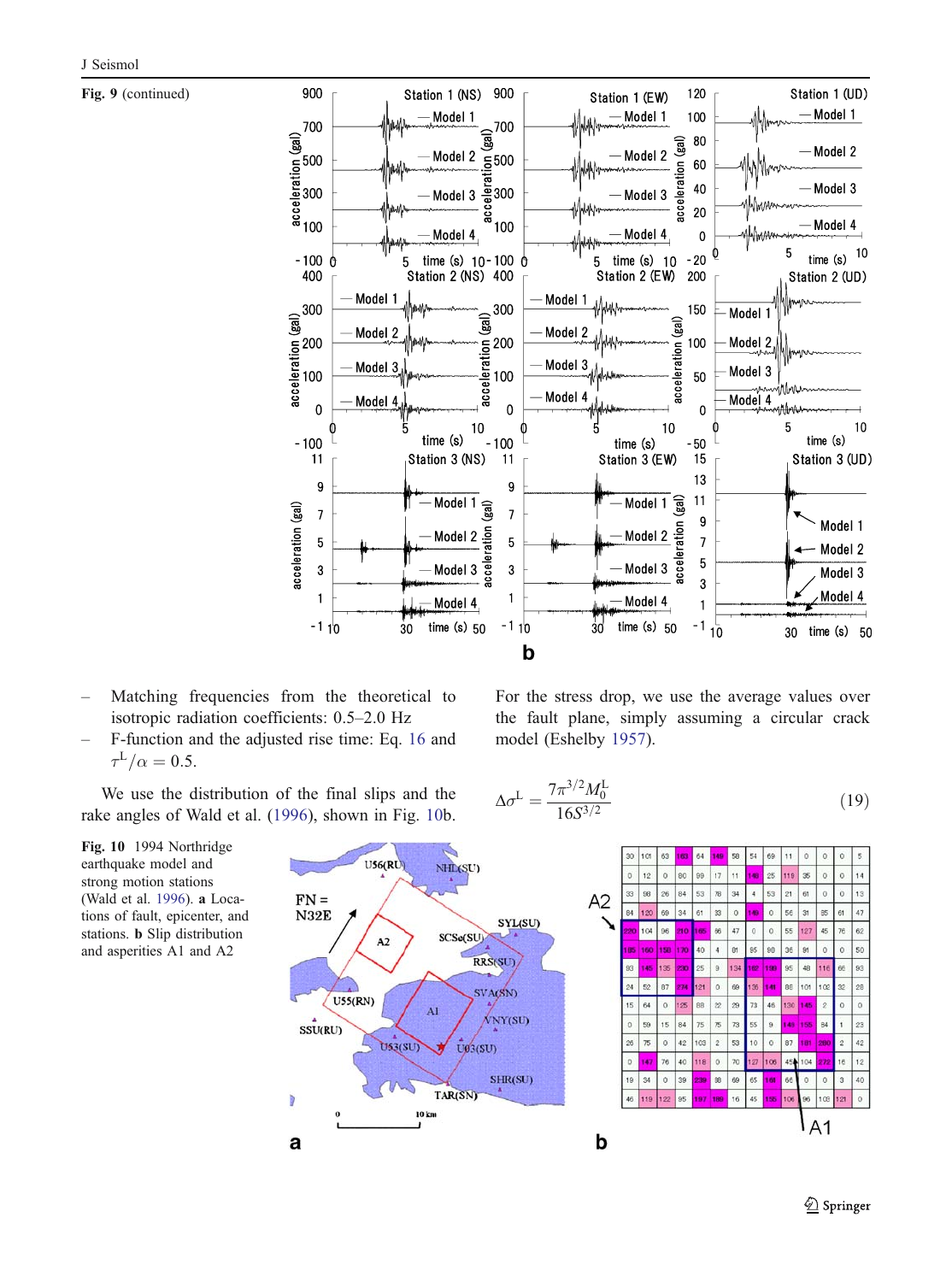Fig. 9 (continued)

- Matching frequencies from the theoretical to isotropic radiation coefficients: 0.5–2.0 Hz
- F-function and the adjusted rise time: Eq. 16 and $\tau^{L}/\alpha = 0.5$.

We use the distribution of the final slips and the rake angles of Wald et al. (1996), shown in Fig. 10b.

Fig. 10 1994 Northridge earthquake model and strong motion stations (Wald et al. 1996). **a** Locations of fault, epicenter, and stations. **b** Slip distribution and asperities A1 and A2

For the stress drop, we use the average values over the fault plane, simply assuming a circular crack model (Eshelby 1957).

$$\Delta\sigma^{L} = \frac{7\pi^{3/2} M_0^{L}}{16 S^{3/2}} \tag{19}$$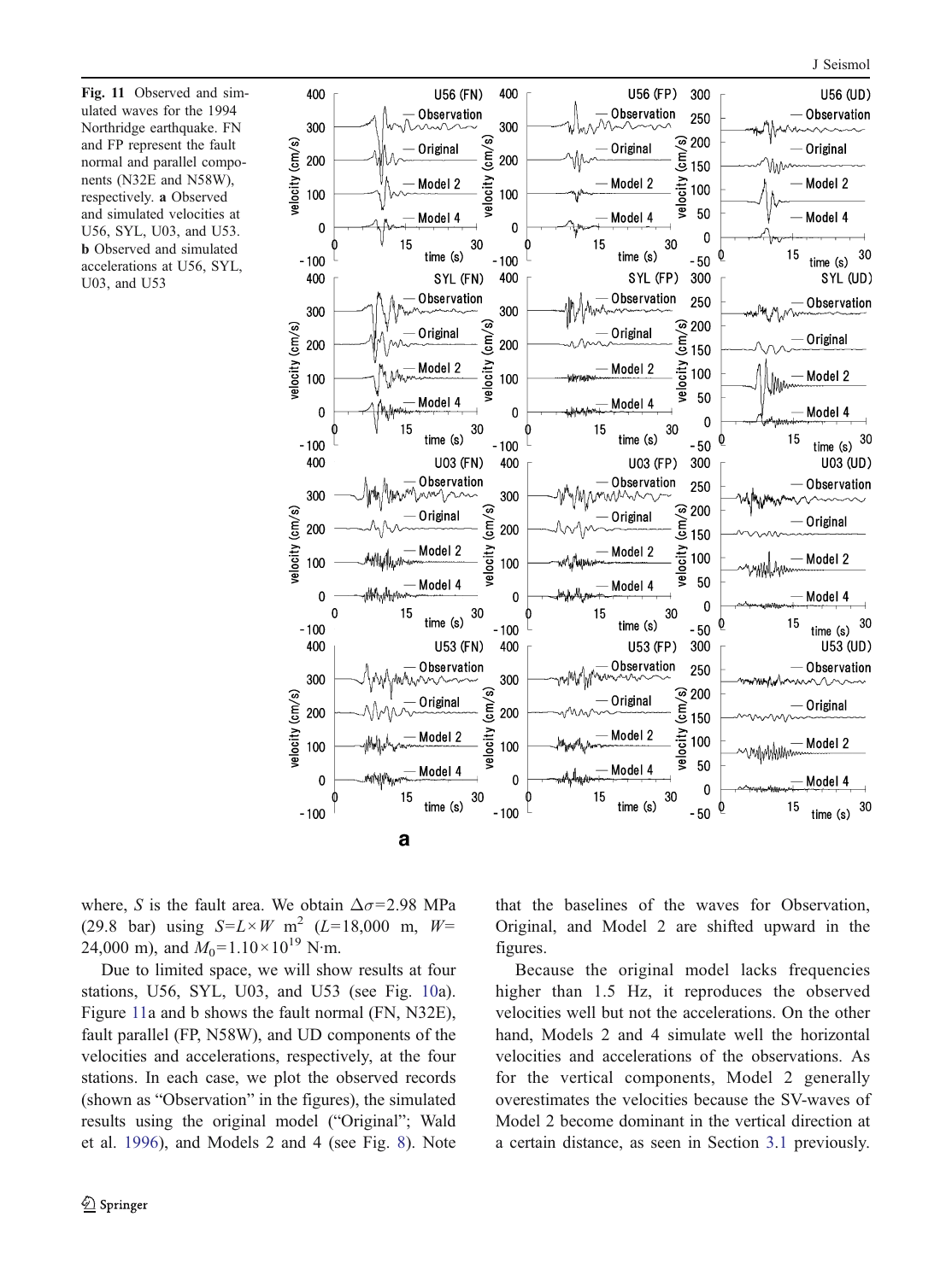**Fig. 11** Observed and simulated waves for the 1994 Northridge earthquake. FN and FP represent the fault normal and parallel components (N32E and N58W), respectively. **a** Observed and simulated velocities at U56, SYL, U03, and U53. **b** Observed and simulated accelerations at U56, SYL, U03, and U53

where, $S$ is the fault area. We obtain $\Delta\sigma$=2.98 MPa (29.8 bar) using $S=L\times W$ m$^2$ ($L$=18,000 m, $W$=24,000 m), and $M_0$=1.10×10$^{19}$ N·m.

Due to limited space, we will show results at four stations, U56, SYL, U03, and U53 (see Fig. 10a). Figure 11a and b shows the fault normal (FN, N32E), fault parallel (FP, N58W), and UD components of the velocities and accelerations, respectively, at the four stations. In each case, we plot the observed records (shown as "Observation" in the figures), the simulated results using the original model ("Original"; Wald et al. 1996), and Models 2 and 4 (see Fig. 8). Note that the baselines of the waves for Observation, Original, and Model 2 are shifted upward in the figures.

Because the original model lacks frequencies higher than 1.5 Hz, it reproduces the observed velocities well but not the accelerations. On the other hand, Models 2 and 4 simulate well the horizontal velocities and accelerations of the observations. As for the vertical components, Model 2 generally overestimates the velocities because the SV-waves of Model 2 become dominant in the vertical direction at a certain distance, as seen in Section 3.1 previously.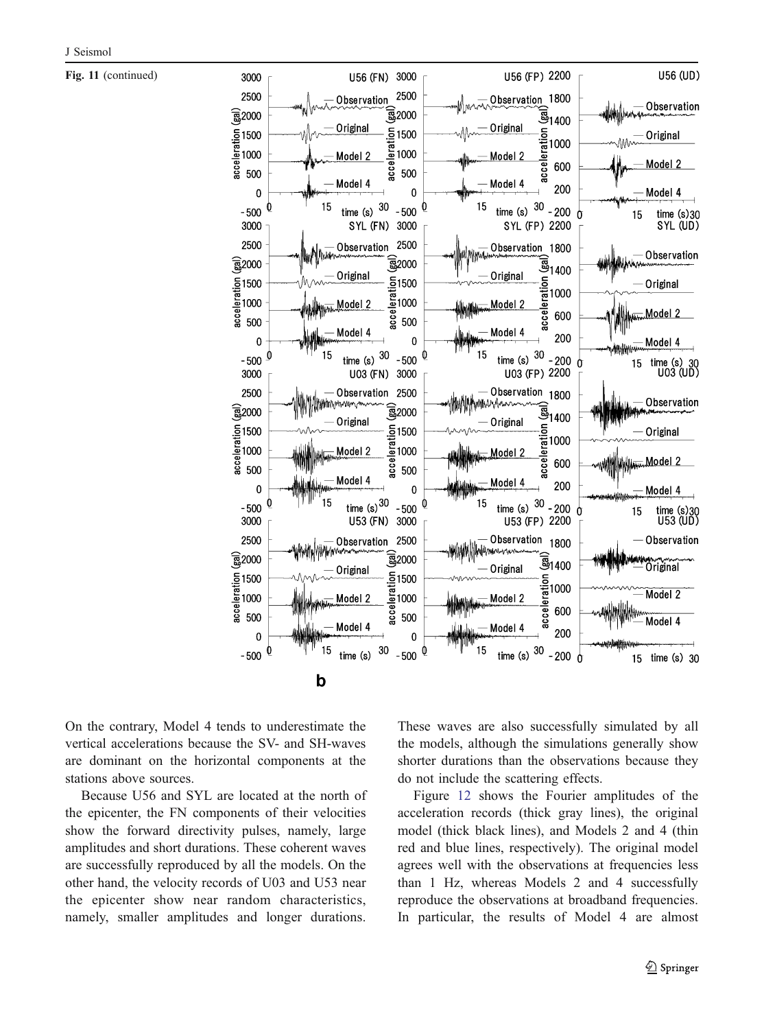Fig. 11 (continued)

b

On the contrary, Model 4 tends to underestimate the vertical accelerations because the SV- and SH-waves are dominant on the horizontal components at the stations above sources.

Because U56 and SYL are located at the north of the epicenter, the FN components of their velocities show the forward directivity pulses, namely, large amplitudes and short durations. These coherent waves are successfully reproduced by all the models. On the other hand, the velocity records of U03 and U53 near the epicenter show near random characteristics, namely, smaller amplitudes and longer durations. These waves are also successfully simulated by all the models, although the simulations generally show shorter durations than the observations because they do not include the scattering effects.

Figure 12 shows the Fourier amplitudes of the acceleration records (thick gray lines), the original model (thick black lines), and Models 2 and 4 (thin red and blue lines, respectively). The original model agrees well with the observations at frequencies less than 1 Hz, whereas Models 2 and 4 successfully reproduce the observations at broadband frequencies. In particular, the results of Model 4 are almost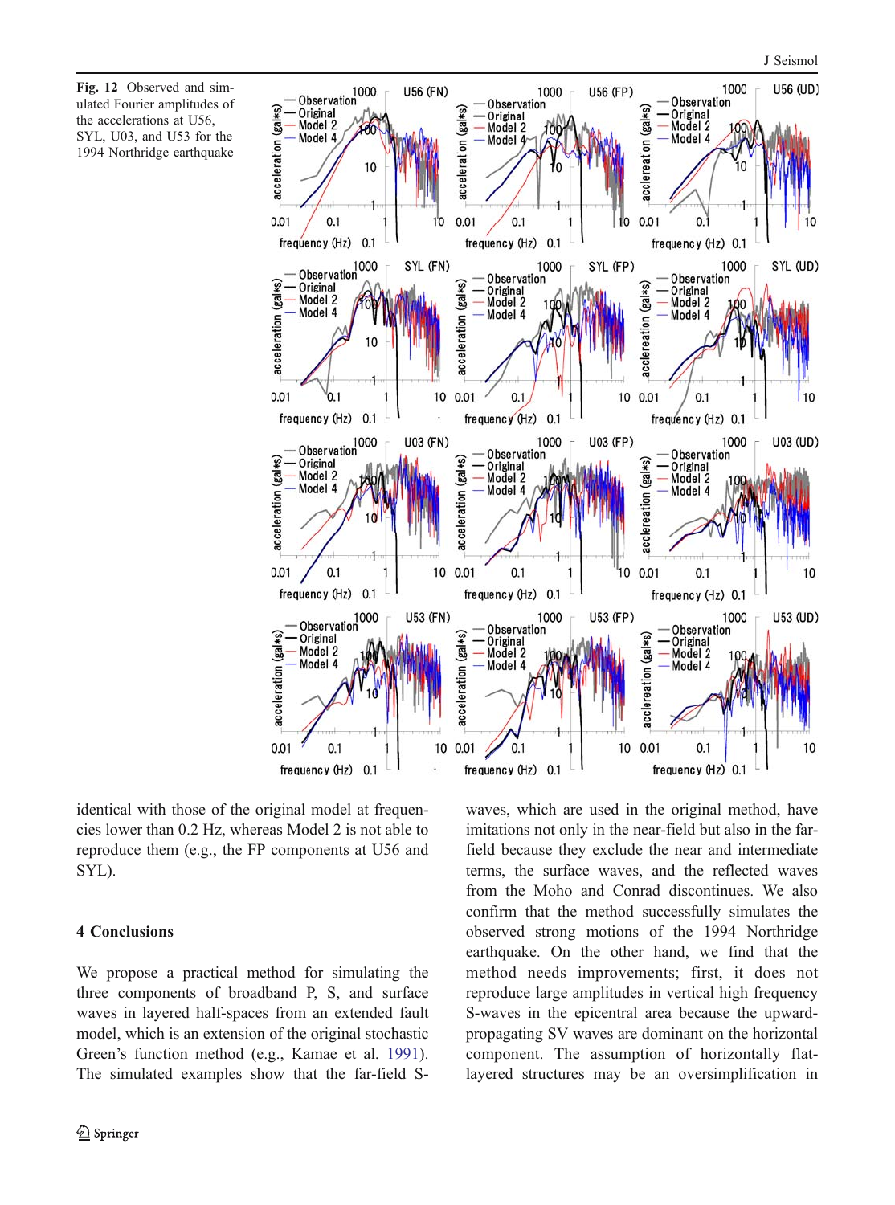**Fig. 12** Observed and simulated Fourier amplitudes of the accelerations at U56, SYL, U03, and U53 for the 1994 Northridge earthquake

identical with those of the original model at frequencies lower than 0.2 Hz, whereas Model 2 is not able to reproduce them (e.g., the FP components at U56 and SYL).

## 4 Conclusions

We propose a practical method for simulating the three components of broadband P, S, and surface waves in layered half-spaces from an extended fault model, which is an extension of the original stochastic Green's function method (e.g., Kamae et al. 1991). The simulated examples show that the far-field S-waves, which are used in the original method, have imitations not only in the near-field but also in the far-field because they exclude the near and intermediate terms, the surface waves, and the reflected waves from the Moho and Conrad discontinues. We also confirm that the method successfully simulates the observed strong motions of the 1994 Northridge earthquake. On the other hand, we find that the method needs improvements; first, it does not reproduce large amplitudes in vertical high frequency S-waves in the epicentral area because the upward-propagating SV waves are dominant on the horizontal component. The assumption of horizontally flat-layered structures may be an oversimplification in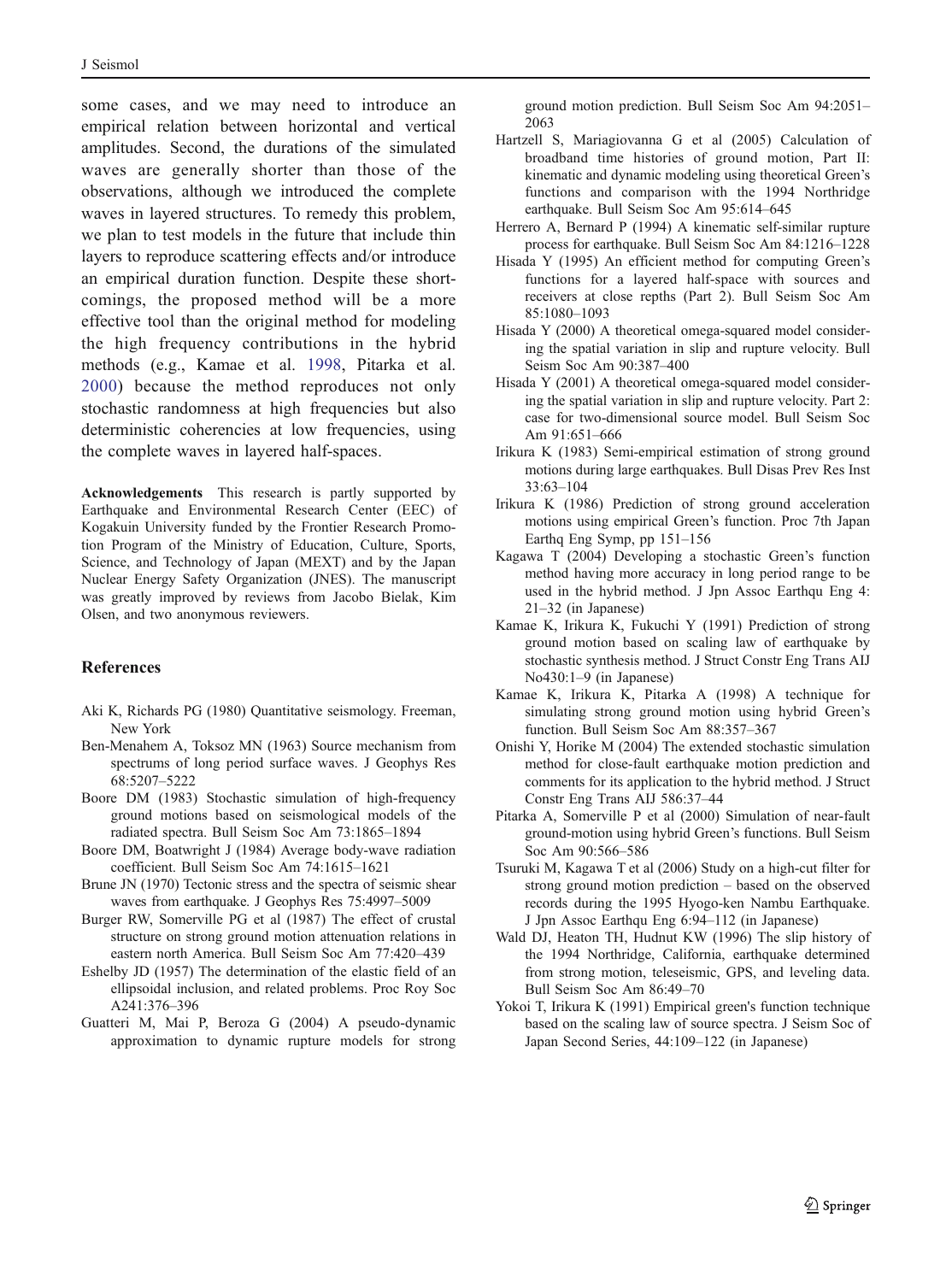some cases, and we may need to introduce an empirical relation between horizontal and vertical amplitudes. Second, the durations of the simulated waves are generally shorter than those of the observations, although we introduced the complete waves in layered structures. To remedy this problem, we plan to test models in the future that include thin layers to reproduce scattering effects and/or introduce an empirical duration function. Despite these shortcomings, the proposed method will be a more effective tool than the original method for modeling the high frequency contributions in the hybrid methods (e.g., Kamae et al. 1998, Pitarka et al. 2000) because the method reproduces not only stochastic randomness at high frequencies but also deterministic coherencies at low frequencies, using the complete waves in layered half-spaces.

**Acknowledgements** This research is partly supported by Earthquake and Environmental Research Center (EEC) of Kogakuin University funded by the Frontier Research Promotion Program of the Ministry of Education, Culture, Sports, Science, and Technology of Japan (MEXT) and by the Japan Nuclear Energy Safety Organization (JNES). The manuscript was greatly improved by reviews from Jacobo Bielak, Kim Olsen, and two anonymous reviewers.

## References

Aki K, Richards PG (1980) Quantitative seismology. Freeman, New York

Ben-Menahem A, Toksoz MN (1963) Source mechanism from spectrums of long period surface waves. J Geophys Res 68:5207–5222

Boore DM (1983) Stochastic simulation of high-frequency ground motions based on seismological models of the radiated spectra. Bull Seism Soc Am 73:1865–1894

Boore DM, Boatwright J (1984) Average body-wave radiation coefficient. Bull Seism Soc Am 74:1615–1621

Brune JN (1970) Tectonic stress and the spectra of seismic shear waves from earthquake. J Geophys Res 75:4997–5009

Burger RW, Somerville PG et al (1987) The effect of crustal structure on strong ground motion attenuation relations in eastern north America. Bull Seism Soc Am 77:420–439

Eshelby JD (1957) The determination of the elastic field of an ellipsoidal inclusion, and related problems. Proc Roy Soc A241:376–396

Guatteri M, Mai P, Beroza G (2004) A pseudo-dynamic approximation to dynamic rupture models for strong ground motion prediction. Bull Seism Soc Am 94:2051–2063

Hartzell S, Mariagiovanna G et al (2005) Calculation of broadband time histories of ground motion, Part II: kinematic and dynamic modeling using theoretical Green's functions and comparison with the 1994 Northridge earthquake. Bull Seism Soc Am 95:614–645

Herrero A, Bernard P (1994) A kinematic self-similar rupture process for earthquake. Bull Seism Soc Am 84:1216–1228

Hisada Y (1995) An efficient method for computing Green's functions for a layered half-space with sources and receivers at close repths (Part 2). Bull Seism Soc Am 85:1080–1093

Hisada Y (2000) A theoretical omega-squared model considering the spatial variation in slip and rupture velocity. Bull Seism Soc Am 90:387–400

Hisada Y (2001) A theoretical omega-squared model considering the spatial variation in slip and rupture velocity. Part 2: case for two-dimensional source model. Bull Seism Soc Am 91:651–666

Irikura K (1983) Semi-empirical estimation of strong ground motions during large earthquakes. Bull Disas Prev Res Inst 33:63–104

Irikura K (1986) Prediction of strong ground acceleration motions using empirical Green's function. Proc 7th Japan Earthq Eng Symp, pp 151–156

Kagawa T (2004) Developing a stochastic Green's function method having more accuracy in long period range to be used in the hybrid method. J Jpn Assoc Earthqu Eng 4: 21–32 (in Japanese)

Kamae K, Irikura K, Fukuchi Y (1991) Prediction of strong ground motion based on scaling law of earthquake by stochastic synthesis method. J Struct Constr Eng Trans AIJ No430:1–9 (in Japanese)

Kamae K, Irikura K, Pitarka A (1998) A technique for simulating strong ground motion using hybrid Green's function. Bull Seism Soc Am 88:357–367

Onishi Y, Horike M (2004) The extended stochastic simulation method for close-fault earthquake motion prediction and comments for its application to the hybrid method. J Struct Constr Eng Trans AIJ 586:37–44

Pitarka A, Somerville P et al (2000) Simulation of near-fault ground-motion using hybrid Green's functions. Bull Seism Soc Am 90:566–586

Tsuruki M, Kagawa T et al (2006) Study on a high-cut filter for strong ground motion prediction – based on the observed records during the 1995 Hyogo-ken Nambu Earthquake. J Jpn Assoc Earthqu Eng 6:94–112 (in Japanese)

Wald DJ, Heaton TH, Hudnut KW (1996) The slip history of the 1994 Northridge, California, earthquake determined from strong motion, teleseismic, GPS, and leveling data. Bull Seism Soc Am 86:49–70

Yokoi T, Irikura K (1991) Empirical green's function technique based on the scaling law of source spectra. J Seism Soc of Japan Second Series, 44:109–122 (in Japanese)